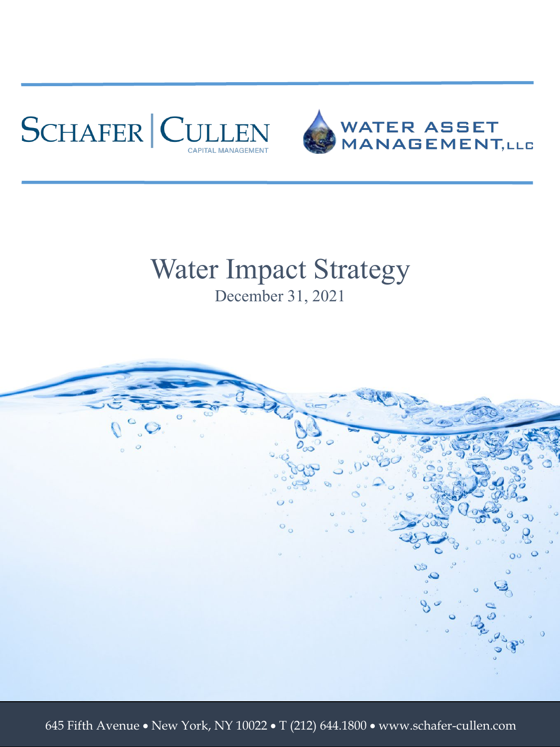SCHAFER | CULLEN
CAPITAL MANAGEMENT

WATER ASSET MANAGEMENT, LLC

# Water Impact Strategy

December 31, 2021

645 Fifth Avenue • New York, NY 10022 • T (212) 644.1800 • www.schafer-cullen.com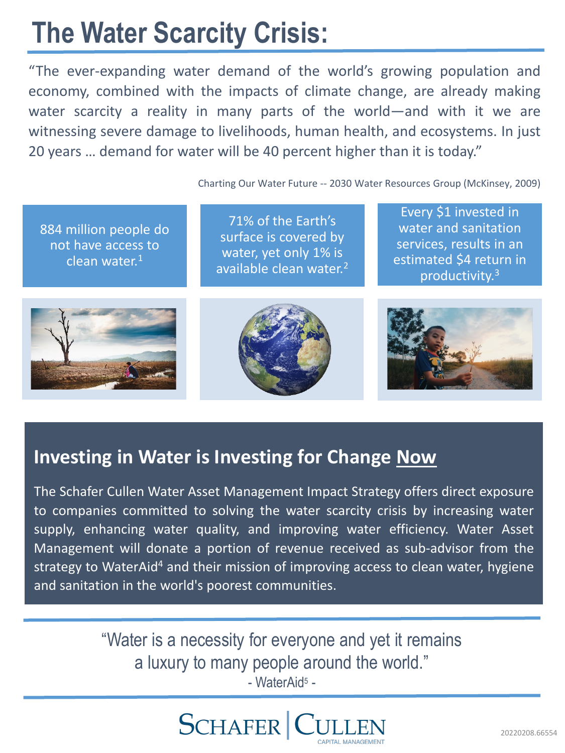# The Water Scarcity Crisis:

"The ever-expanding water demand of the world's growing population and economy, combined with the impacts of climate change, are already making water scarcity a reality in many parts of the world—and with it we are witnessing severe damage to livelihoods, human health, and ecosystems. In just 20 years … demand for water will be 40 percent higher than it is today."

Charting Our Water Future -- 2030 Water Resources Group (McKinsey, 2009)

884 million people do not have access to clean water.[1]

71% of the Earth's surface is covered by water, yet only 1% is available clean water.[2]

Every $1 invested in water and sanitation services, results in an estimated $4 return in productivity.[3]

## Investing in Water is Investing for Change Now

The Schafer Cullen Water Asset Management Impact Strategy offers direct exposure to companies committed to solving the water scarcity crisis by increasing water supply, enhancing water quality, and improving water efficiency. Water Asset Management will donate a portion of revenue received as sub-advisor from the strategy to WaterAid[4] and their mission of improving access to clean water, hygiene and sanitation in the world's poorest communities.

"Water is a necessity for everyone and yet it remains a luxury to many people around the world."

- WaterAid[5] -

SCHAFER | CULLEN CAPITAL MANAGEMENT

20220208.66554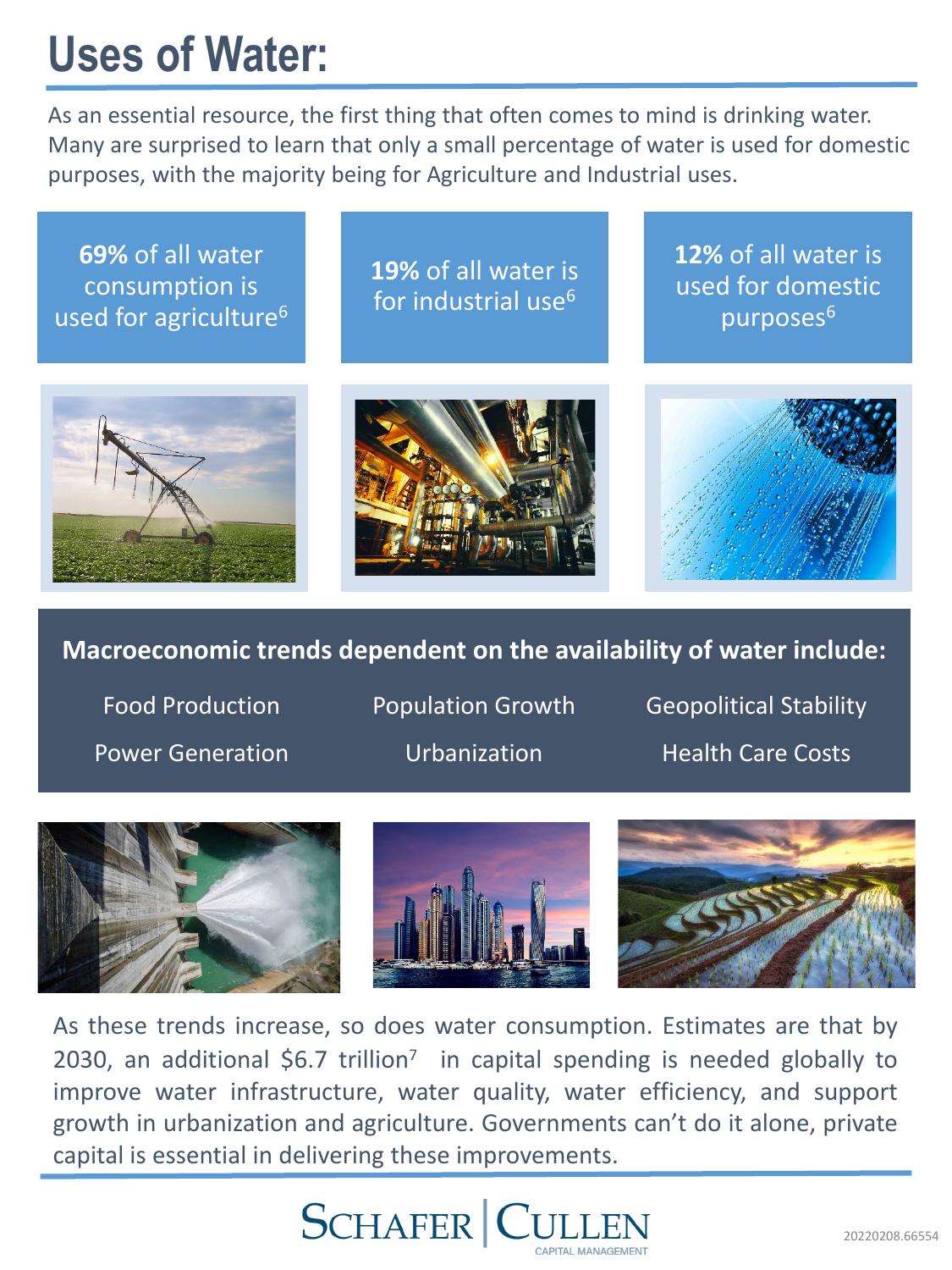# Uses of Water:

As an essential resource, the first thing that often comes to mind is drinking water. Many are surprised to learn that only a small percentage of water is used for domestic purposes, with the majority being for Agriculture and Industrial uses.

**69%** of all water consumption is used for agriculture[6]

**19%** of all water is for industrial use[6]

**12%** of all water is used for domestic purposes[6]

**Macroeconomic trends dependent on the availability of water include:**

- Food Production
- Population Growth
- Geopolitical Stability
- Power Generation
- Urbanization
- Health Care Costs

As these trends increase, so does water consumption. Estimates are that by 2030, an additional $6.7 trillion[7] in capital spending is needed globally to improve water infrastructure, water quality, water efficiency, and support growth in urbanization and agriculture. Governments can't do it alone, private capital is essential in delivering these improvements.

SCHAFER | CULLEN CAPITAL MANAGEMENT

20220208.66554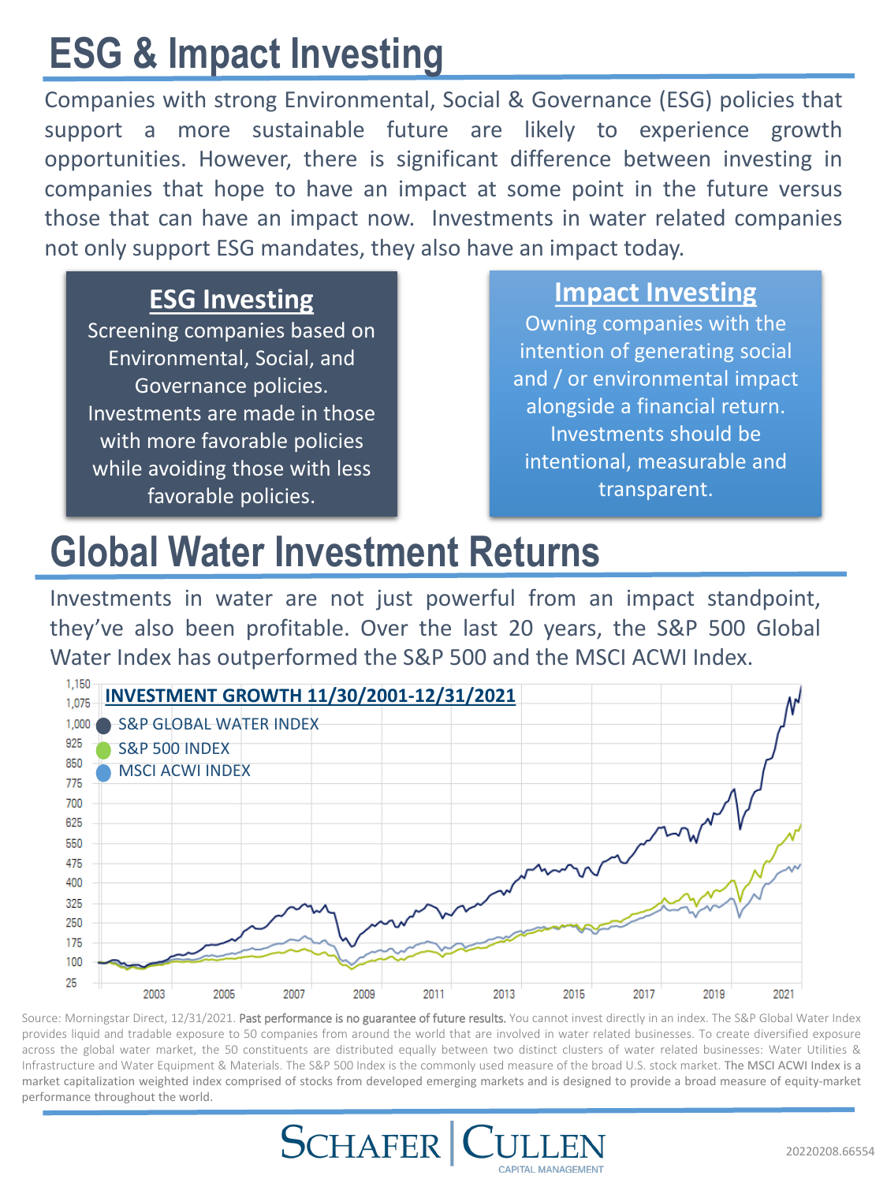# ESG & Impact Investing

Companies with strong Environmental, Social & Governance (ESG) policies that support a more sustainable future are likely to experience growth opportunities. However, there is significant difference between investing in companies that hope to have an impact at some point in the future versus those that can have an impact now. Investments in water related companies not only support ESG mandates, they also have an impact today.

### ESG Investing

Screening companies based on Environmental, Social, and Governance policies. Investments are made in those with more favorable policies while avoiding those with less favorable policies.

### Impact Investing

Owning companies with the intention of generating social and / or environmental impact alongside a financial return. Investments should be intentional, measurable and transparent.

# Global Water Investment Returns

Investments in water are not just powerful from an impact standpoint, they've also been profitable. Over the last 20 years, the S&P 500 Global Water Index has outperformed the S&P 500 and the MSCI ACWI Index.

**INVESTMENT GROWTH 11/30/2001-12/31/2021**

- S&P GLOBAL WATER INDEX
- S&P 500 INDEX
- MSCI ACWI INDEX

Source: Morningstar Direct, 12/31/2021. Past performance is no guarantee of future results. You cannot invest directly in an index. The S&P Global Water Index provides liquid and tradable exposure to 50 companies from around the world that are involved in water related businesses. To create diversified exposure across the global water market, the 50 constituents are distributed equally between two distinct clusters of water related businesses: Water Utilities & Infrastructure and Water Equipment & Materials. The S&P 500 Index is the commonly used measure of the broad U.S. stock market. The MSCI ACWI Index is a market capitalization weighted index comprised of stocks from developed emerging markets and is designed to provide a broad measure of equity-market performance throughout the world.

SCHAFER | CULLEN CAPITAL MANAGEMENT

20220208.66554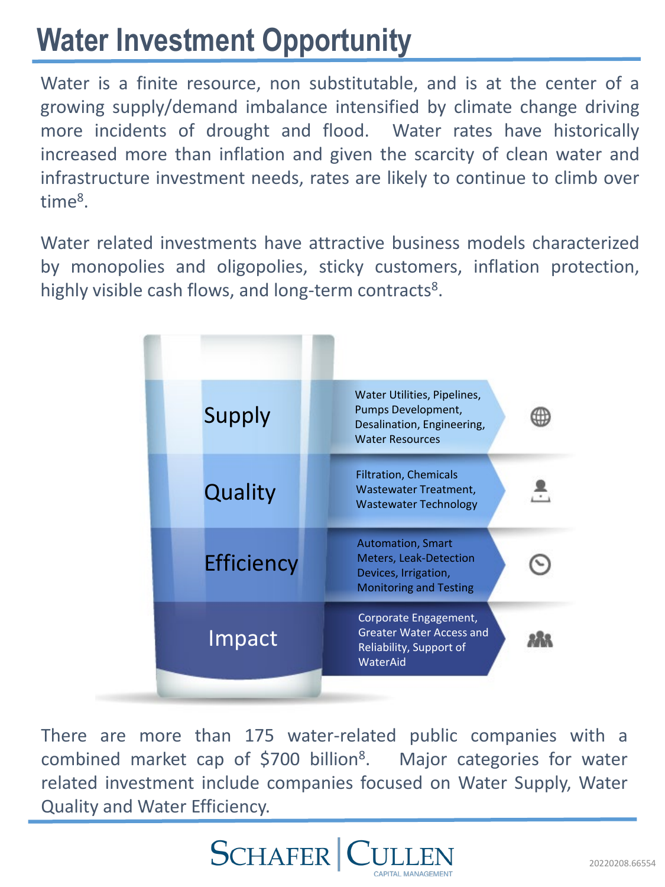# Water Investment Opportunity

Water is a finite resource, non substitutable, and is at the center of a growing supply/demand imbalance intensified by climate change driving more incidents of drought and flood. Water rates have historically increased more than inflation and given the scarcity of clean water and infrastructure investment needs, rates are likely to continue to climb over time[8].

Water related investments have attractive business models characterized by monopolies and oligopolies, sticky customers, inflation protection, highly visible cash flows, and long-term contracts[8].

| | |
|---|---|
| Supply | Water Utilities, Pipelines, Pumps Development, Desalination, Engineering, Water Resources |
| Quality | Filtration, Chemicals Wastewater Treatment, Wastewater Technology |
| Efficiency | Automation, Smart Meters, Leak-Detection Devices, Irrigation, Monitoring and Testing |
| Impact | Corporate Engagement, Greater Water Access and Reliability, Support of WaterAid |

There are more than 175 water-related public companies with a combined market cap of $700 billion[8]. Major categories for water related investment include companies focused on Water Supply, Water Quality and Water Efficiency.

SCHAFER | CULLEN CAPITAL MANAGEMENT

20220208.66554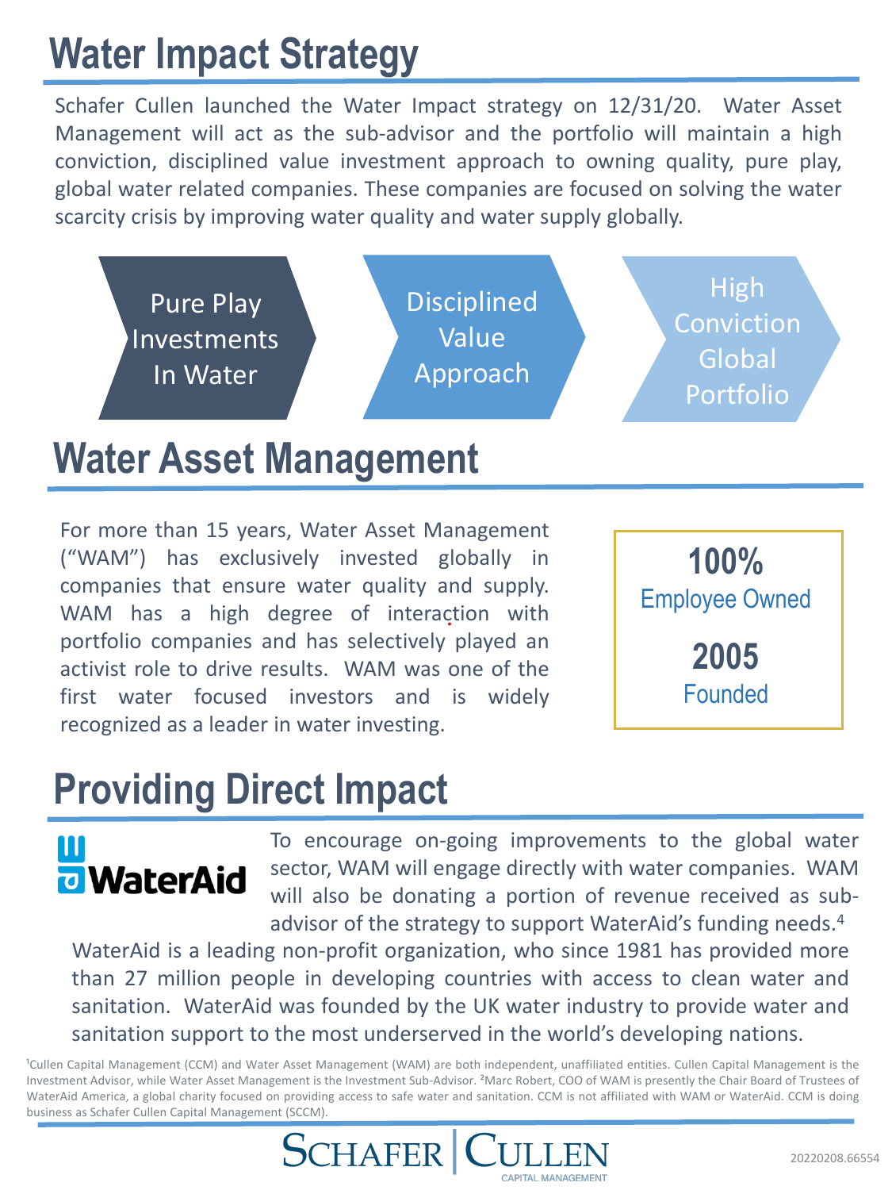# Water Impact Strategy

Schafer Cullen launched the Water Impact strategy on 12/31/20. Water Asset Management will act as the sub-advisor and the portfolio will maintain a high conviction, disciplined value investment approach to owning quality, pure play, global water related companies. These companies are focused on solving the water scarcity crisis by improving water quality and water supply globally.

Pure Play Investments In Water → Disciplined Value Approach → High Conviction Global Portfolio

# Water Asset Management

For more than 15 years, Water Asset Management ("WAM") has exclusively invested globally in companies that ensure water quality and supply. WAM has a high degree of interaction with portfolio companies and has selectively played an activist role to drive results. WAM was one of the first water focused investors and is widely recognized as a leader in water investing.

**100%**
Employee Owned

**2005**
Founded

# Providing Direct Impact

WaterAid

To encourage on-going improvements to the global water sector, WAM will engage directly with water companies. WAM will also be donating a portion of revenue received as sub-advisor of the strategy to support WaterAid's funding needs.[4]

WaterAid is a leading non-profit organization, who since 1981 has provided more than 27 million people in developing countries with access to clean water and sanitation. WaterAid was founded by the UK water industry to provide water and sanitation support to the most underserved in the world's developing nations.

[1]Cullen Capital Management (CCM) and Water Asset Management (WAM) are both independent, unaffiliated entities. Cullen Capital Management is the Investment Advisor, while Water Asset Management is the Investment Sub-Advisor. [2]Marc Robert, COO of WAM is presently the Chair Board of Trustees of WaterAid America, a global charity focused on providing access to safe water and sanitation. CCM is not affiliated with WAM or WaterAid. CCM is doing business as Schafer Cullen Capital Management (SCCM).

SCHAFER | CULLEN CAPITAL MANAGEMENT

20220208.66554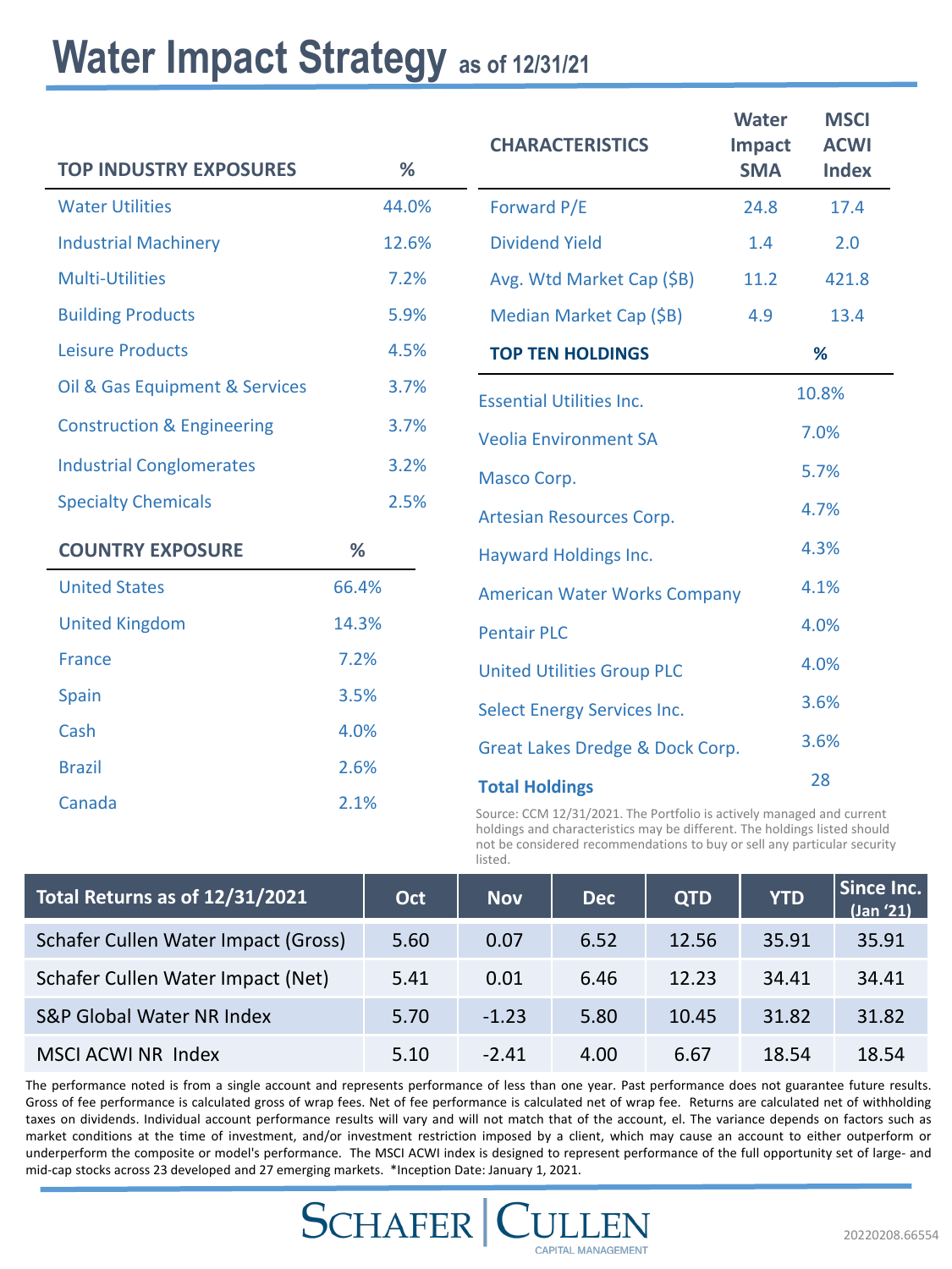# Water Impact Strategy as of 12/31/21

| TOP INDUSTRY EXPOSURES | % |
|---|---|
| Water Utilities | 44.0% |
| Industrial Machinery | 12.6% |
| Multi-Utilities | 7.2% |
| Building Products | 5.9% |
| Leisure Products | 4.5% |
| Oil & Gas Equipment & Services | 3.7% |
| Construction & Engineering | 3.7% |
| Industrial Conglomerates | 3.2% |
| Specialty Chemicals | 2.5% |

| COUNTRY EXPOSURE | % |
|---|---|
| United States | 66.4% |
| United Kingdom | 14.3% |
| France | 7.2% |
| Spain | 3.5% |
| Cash | 4.0% |
| Brazil | 2.6% |
| Canada | 2.1% |

| CHARACTERISTICS | Water Impact SMA | MSCI ACWI Index |
|---|---|---|
| Forward P/E | 24.8 | 17.4 |
| Dividend Yield | 1.4 | 2.0 |
| Avg. Wtd Market Cap ($B) | 11.2 | 421.8 |
| Median Market Cap ($B) | 4.9 | 13.4 |

| TOP TEN HOLDINGS | % |
|---|---|
| Essential Utilities Inc. | 10.8% |
| Veolia Environment SA | 7.0% |
| Masco Corp. | 5.7% |
| Artesian Resources Corp. | 4.7% |
| Hayward Holdings Inc. | 4.3% |
| American Water Works Company | 4.1% |
| Pentair PLC | 4.0% |
| United Utilities Group PLC | 4.0% |
| Select Energy Services Inc. | 3.6% |
| Great Lakes Dredge & Dock Corp. | 3.6% |
| **Total Holdings** | 28 |

Source: CCM 12/31/2021. The Portfolio is actively managed and current holdings and characteristics may be different. The holdings listed should not be considered recommendations to buy or sell any particular security listed.

| Total Returns as of 12/31/2021 | Oct | Nov | Dec | QTD | YTD | Since Inc. (Jan '21) |
|---|---|---|---|---|---|---|
| Schafer Cullen Water Impact (Gross) | 5.60 | 0.07 | 6.52 | 12.56 | 35.91 | 35.91 |
| Schafer Cullen Water Impact (Net) | 5.41 | 0.01 | 6.46 | 12.23 | 34.41 | 34.41 |
| S&P Global Water NR Index | 5.70 | -1.23 | 5.80 | 10.45 | 31.82 | 31.82 |
| MSCI ACWI NR Index | 5.10 | -2.41 | 4.00 | 6.67 | 18.54 | 18.54 |

The performance noted is from a single account and represents performance of less than one year. Past performance does not guarantee future results. Gross of fee performance is calculated gross of wrap fees. Net of fee performance is calculated net of wrap fee. Returns are calculated net of withholding taxes on dividends. Individual account performance results will vary and will not match that of the account, el. The variance depends on factors such as market conditions at the time of investment, and/or investment restriction imposed by a client, which may cause an account to either outperform or underperform the composite or model's performance. The MSCI ACWI index is designed to represent performance of the full opportunity set of large- and mid-cap stocks across 23 developed and 27 emerging markets. *Inception Date: January 1, 2021.

SCHAFER | CULLEN CAPITAL MANAGEMENT

20220208.66554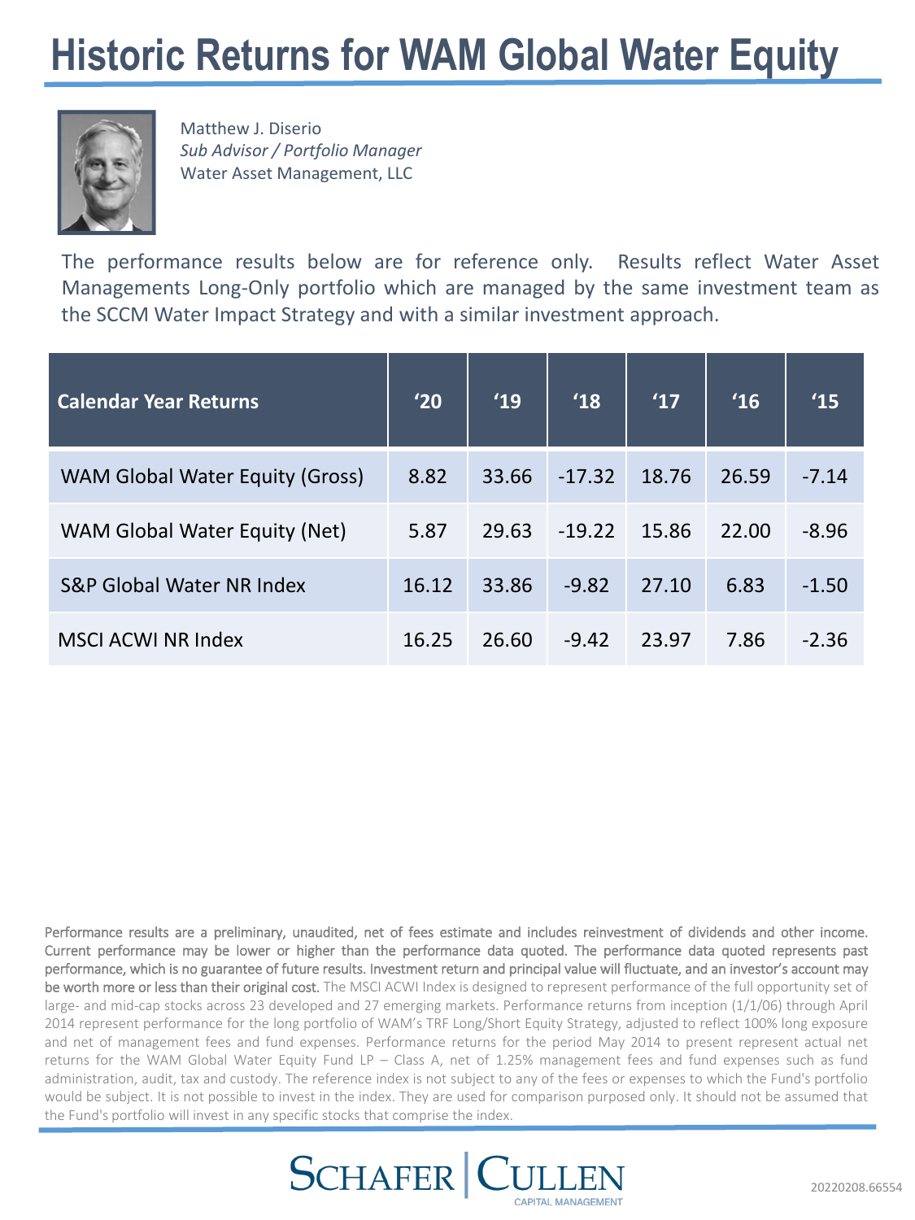# Historic Returns for WAM Global Water Equity

Matthew J. Diserio
*Sub Advisor / Portfolio Manager*
Water Asset Management, LLC

The performance results below are for reference only. Results reflect Water Asset Managements Long-Only portfolio which are managed by the same investment team as the SCCM Water Impact Strategy and with a similar investment approach.

| Calendar Year Returns | '20 | '19 | '18 | '17 | '16 | '15 |
|---|---|---|---|---|---|---|
| WAM Global Water Equity (Gross) | 8.82 | 33.66 | -17.32 | 18.76 | 26.59 | -7.14 |
| WAM Global Water Equity (Net) | 5.87 | 29.63 | -19.22 | 15.86 | 22.00 | -8.96 |
| S&P Global Water NR Index | 16.12 | 33.86 | -9.82 | 27.10 | 6.83 | -1.50 |
| MSCI ACWI NR Index | 16.25 | 26.60 | -9.42 | 23.97 | 7.86 | -2.36 |

Performance results are a preliminary, unaudited, net of fees estimate and includes reinvestment of dividends and other income. Current performance may be lower or higher than the performance data quoted. The performance data quoted represents past performance, which is no guarantee of future results. Investment return and principal value will fluctuate, and an investor's account may be worth more or less than their original cost. The MSCI ACWI Index is designed to represent performance of the full opportunity set of large- and mid-cap stocks across 23 developed and 27 emerging markets. Performance returns from inception (1/1/06) through April 2014 represent performance for the long portfolio of WAM's TRF Long/Short Equity Strategy, adjusted to reflect 100% long exposure and net of management fees and fund expenses. Performance returns for the period May 2014 to present represent actual net returns for the WAM Global Water Equity Fund LP – Class A, net of 1.25% management fees and fund expenses such as fund administration, audit, tax and custody. The reference index is not subject to any of the fees or expenses to which the Fund's portfolio would be subject. It is not possible to invest in the index. They are used for comparison purposed only. It should not be assumed that the Fund's portfolio will invest in any specific stocks that comprise the index.

SCHAFER | CULLEN CAPITAL MANAGEMENT

20220208.66554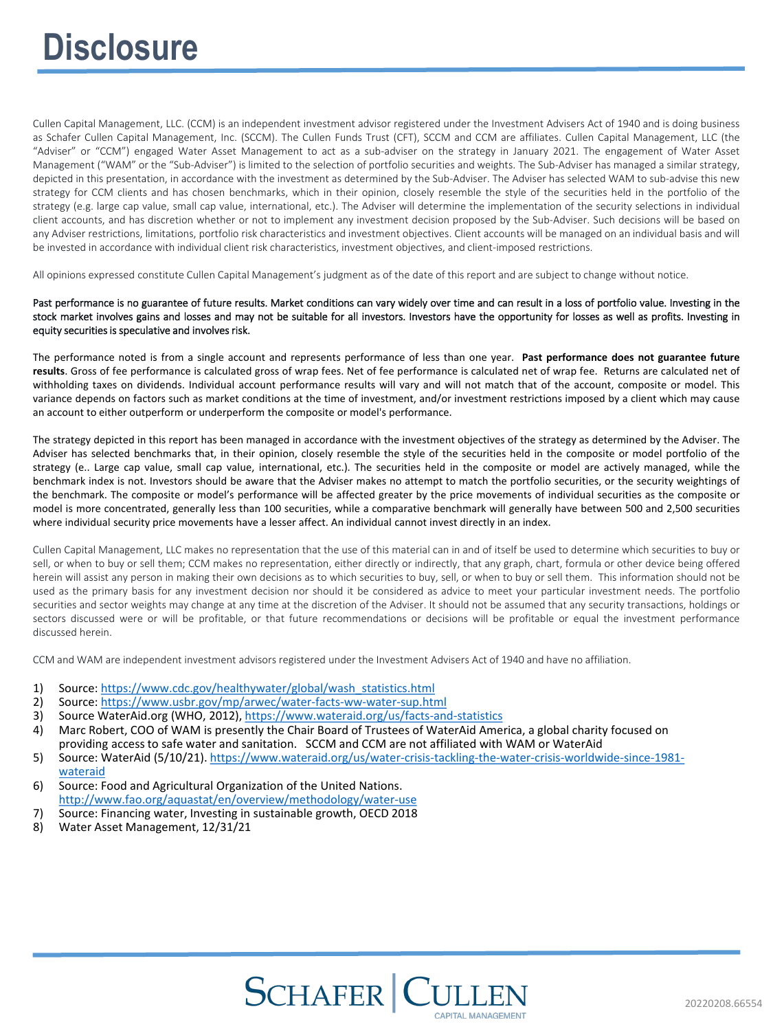# Disclosure

Cullen Capital Management, LLC. (CCM) is an independent investment advisor registered under the Investment Advisers Act of 1940 and is doing business as Schafer Cullen Capital Management, Inc. (SCCM). The Cullen Funds Trust (CFT), SCCM and CCM are affiliates. Cullen Capital Management, LLC (the "Adviser" or "CCM") engaged Water Asset Management to act as a sub-adviser on the strategy in January 2021. The engagement of Water Asset Management ("WAM" or the "Sub-Adviser") is limited to the selection of portfolio securities and weights. The Sub-Adviser has managed a similar strategy, depicted in this presentation, in accordance with the investment as determined by the Sub-Adviser. The Adviser has selected WAM to sub-advise this new strategy for CCM clients and has chosen benchmarks, which in their opinion, closely resemble the style of the securities held in the portfolio of the strategy (e.g. large cap value, small cap value, international, etc.). The Adviser will determine the implementation of the security selections in individual client accounts, and has discretion whether or not to implement any investment decision proposed by the Sub-Adviser. Such decisions will be based on any Adviser restrictions, limitations, portfolio risk characteristics and investment objectives. Client accounts will be managed on an individual basis and will be invested in accordance with individual client risk characteristics, investment objectives, and client-imposed restrictions.

All opinions expressed constitute Cullen Capital Management's judgment as of the date of this report and are subject to change without notice.

Past performance is no guarantee of future results. Market conditions can vary widely over time and can result in a loss of portfolio value. Investing in the stock market involves gains and losses and may not be suitable for all investors. Investors have the opportunity for losses as well as profits. Investing in equity securities is speculative and involves risk.

The performance noted is from a single account and represents performance of less than one year. **Past performance does not guarantee future results**. Gross of fee performance is calculated gross of wrap fees. Net of fee performance is calculated net of wrap fee. Returns are calculated net of withholding taxes on dividends. Individual account performance results will vary and will not match that of the account, composite or model. This variance depends on factors such as market conditions at the time of investment, and/or investment restrictions imposed by a client which may cause an account to either outperform or underperform the composite or model's performance.

The strategy depicted in this report has been managed in accordance with the investment objectives of the strategy as determined by the Adviser. The Adviser has selected benchmarks that, in their opinion, closely resemble the style of the securities held in the composite or model portfolio of the strategy (e.. Large cap value, small cap value, international, etc.). The securities held in the composite or model are actively managed, while the benchmark index is not. Investors should be aware that the Adviser makes no attempt to match the portfolio securities, or the security weightings of the benchmark. The composite or model's performance will be affected greater by the price movements of individual securities as the composite or model is more concentrated, generally less than 100 securities, while a comparative benchmark will generally have between 500 and 2,500 securities where individual security price movements have a lesser affect. An individual cannot invest directly in an index.

Cullen Capital Management, LLC makes no representation that the use of this material can in and of itself be used to determine which securities to buy or sell, or when to buy or sell them; CCM makes no representation, either directly or indirectly, that any graph, chart, formula or other device being offered herein will assist any person in making their own decisions as to which securities to buy, sell, or when to buy or sell them. This information should not be used as the primary basis for any investment decision nor should it be considered as advice to meet your particular investment needs. The portfolio securities and sector weights may change at any time at the discretion of the Adviser. It should not be assumed that any security transactions, holdings or sectors discussed were or will be profitable, or that future recommendations or decisions will be profitable or equal the investment performance discussed herein.

CCM and WAM are independent investment advisors registered under the Investment Advisers Act of 1940 and have no affiliation.

1) Source: https://www.cdc.gov/healthywater/global/wash_statistics.html
2) Source: https://www.usbr.gov/mp/arwec/water-facts-ww-water-sup.html
3) Source WaterAid.org (WHO, 2012), https://www.wateraid.org/us/facts-and-statistics
4) Marc Robert, COO of WAM is presently the Chair Board of Trustees of WaterAid America, a global charity focused on providing access to safe water and sanitation. SCCM and CCM are not affiliated with WAM or WaterAid
5) Source: WaterAid (5/10/21). https://www.wateraid.org/us/water-crisis-tackling-the-water-crisis-worldwide-since-1981-wateraid
6) Source: Food and Agricultural Organization of the United Nations. http://www.fao.org/aquastat/en/overview/methodology/water-use
7) Source: Financing water, Investing in sustainable growth, OECD 2018
8) Water Asset Management, 12/31/21

SCHAFER | CULLEN CAPITAL MANAGEMENT

20220208.66554